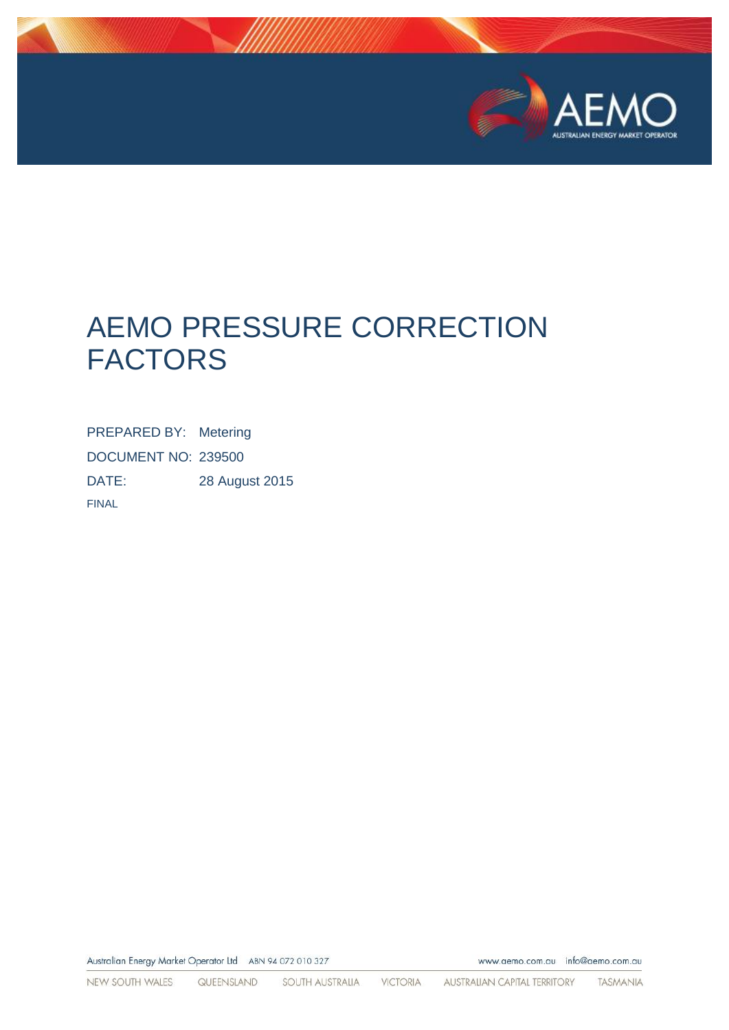# AEMO PRESSURE CORRECTION FACTORS

PREPARED BY: Metering

DOCUMENT NO: 239500

DATE: 28 August 2015

FINAL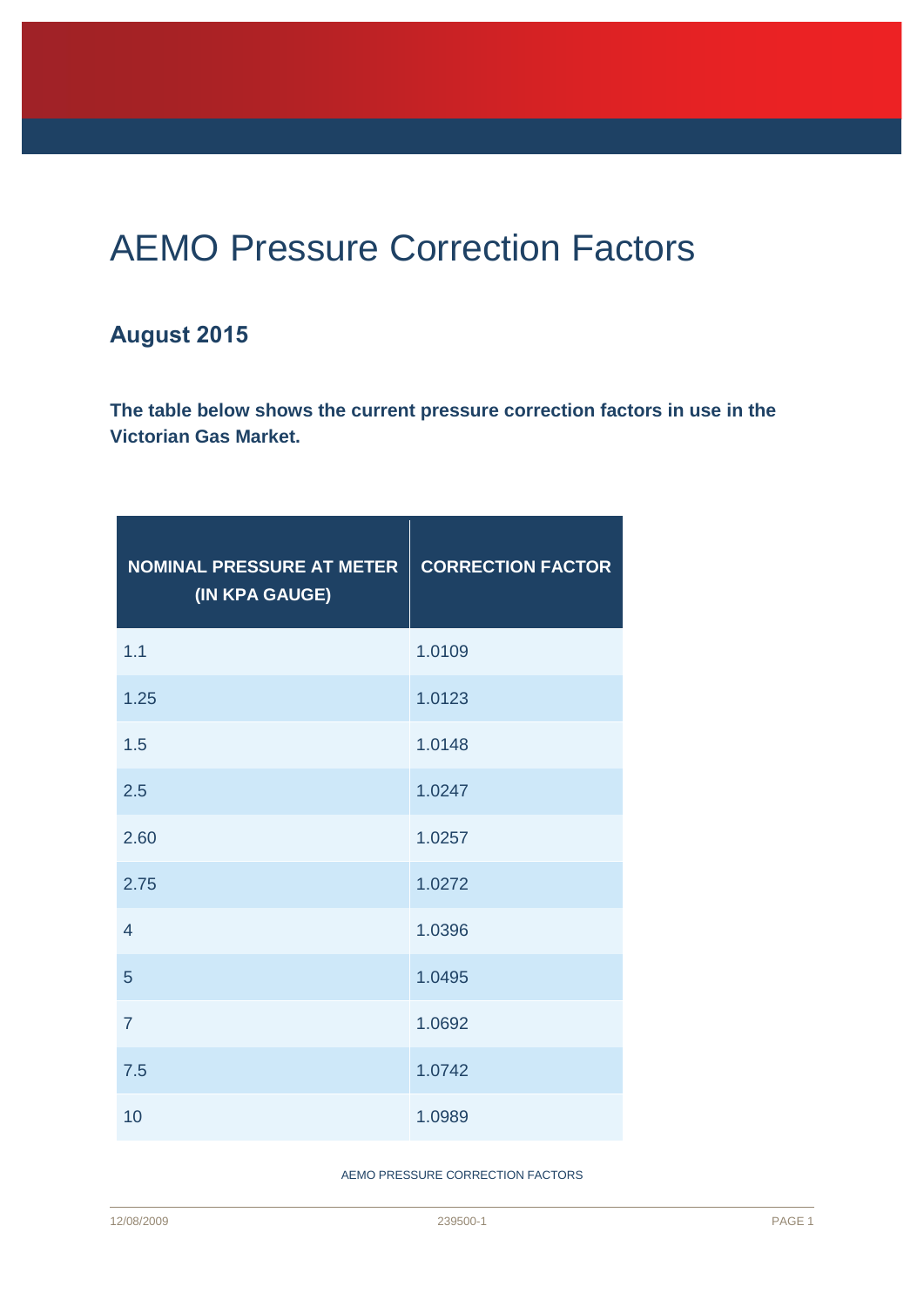# AEMO Pressure Correction Factors

## August 2015

**The table below shows the current pressure correction factors in use in the Victorian Gas Market.**

| NOMINAL PRESSURE AT METER (IN KPA GAUGE) | CORRECTION FACTOR |
|---|---|
| 1.1 | 1.0109 |
| 1.25 | 1.0123 |
| 1.5 | 1.0148 |
| 2.5 | 1.0247 |
| 2.60 | 1.0257 |
| 2.75 | 1.0272 |
| 4 | 1.0396 |
| 5 | 1.0495 |
| 7 | 1.0692 |
| 7.5 | 1.0742 |
| 10 | 1.0989 |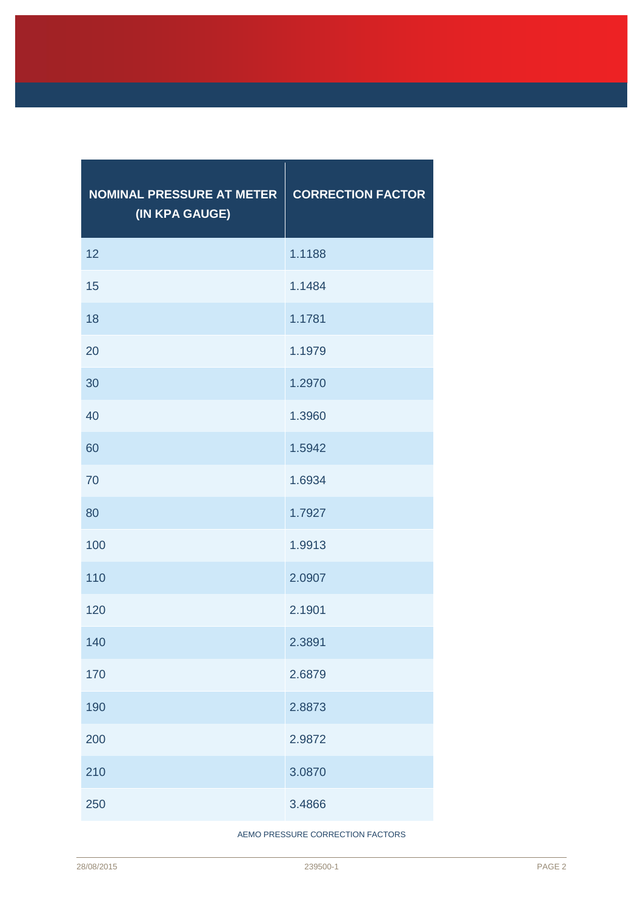| NOMINAL PRESSURE AT METER (IN KPA GAUGE) | CORRECTION FACTOR |
|---|---|
| 12 | 1.1188 |
| 15 | 1.1484 |
| 18 | 1.1781 |
| 20 | 1.1979 |
| 30 | 1.2970 |
| 40 | 1.3960 |
| 60 | 1.5942 |
| 70 | 1.6934 |
| 80 | 1.7927 |
| 100 | 1.9913 |
| 110 | 2.0907 |
| 120 | 2.1901 |
| 140 | 2.3891 |
| 170 | 2.6879 |
| 190 | 2.8873 |
| 200 | 2.9872 |
| 210 | 3.0870 |
| 250 | 3.4866 |

AEMO PRESSURE CORRECTION FACTORS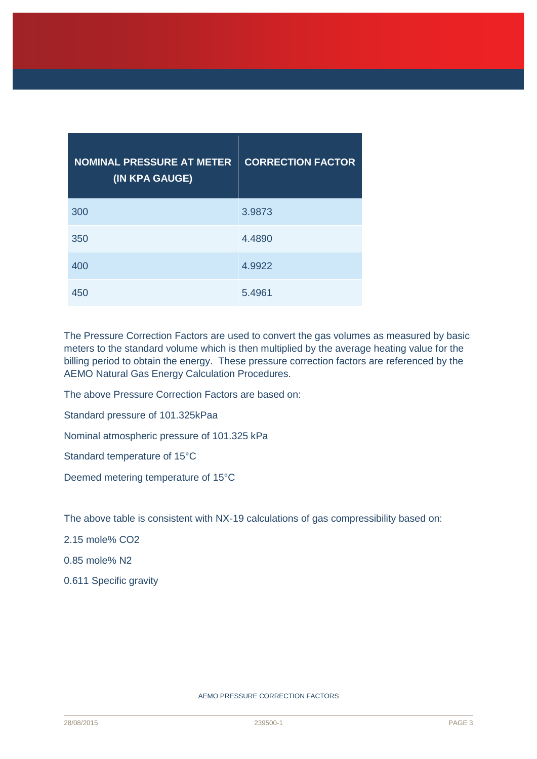| NOMINAL PRESSURE AT METER (IN KPA GAUGE) | CORRECTION FACTOR |
| --- | --- |
| 300 | 3.9873 |
| 350 | 4.4890 |
| 400 | 4.9922 |
| 450 | 5.4961 |

The Pressure Correction Factors are used to convert the gas volumes as measured by basic meters to the standard volume which is then multiplied by the average heating value for the billing period to obtain the energy. These pressure correction factors are referenced by the AEMO Natural Gas Energy Calculation Procedures.

The above Pressure Correction Factors are based on:

Standard pressure of 101.325kPaa

Nominal atmospheric pressure of 101.325 kPa

Standard temperature of 15°C

Deemed metering temperature of 15°C

The above table is consistent with NX-19 calculations of gas compressibility based on:

2.15 mole% $CO_2$

0.85 mole% $N_2$

0.611 Specific gravity